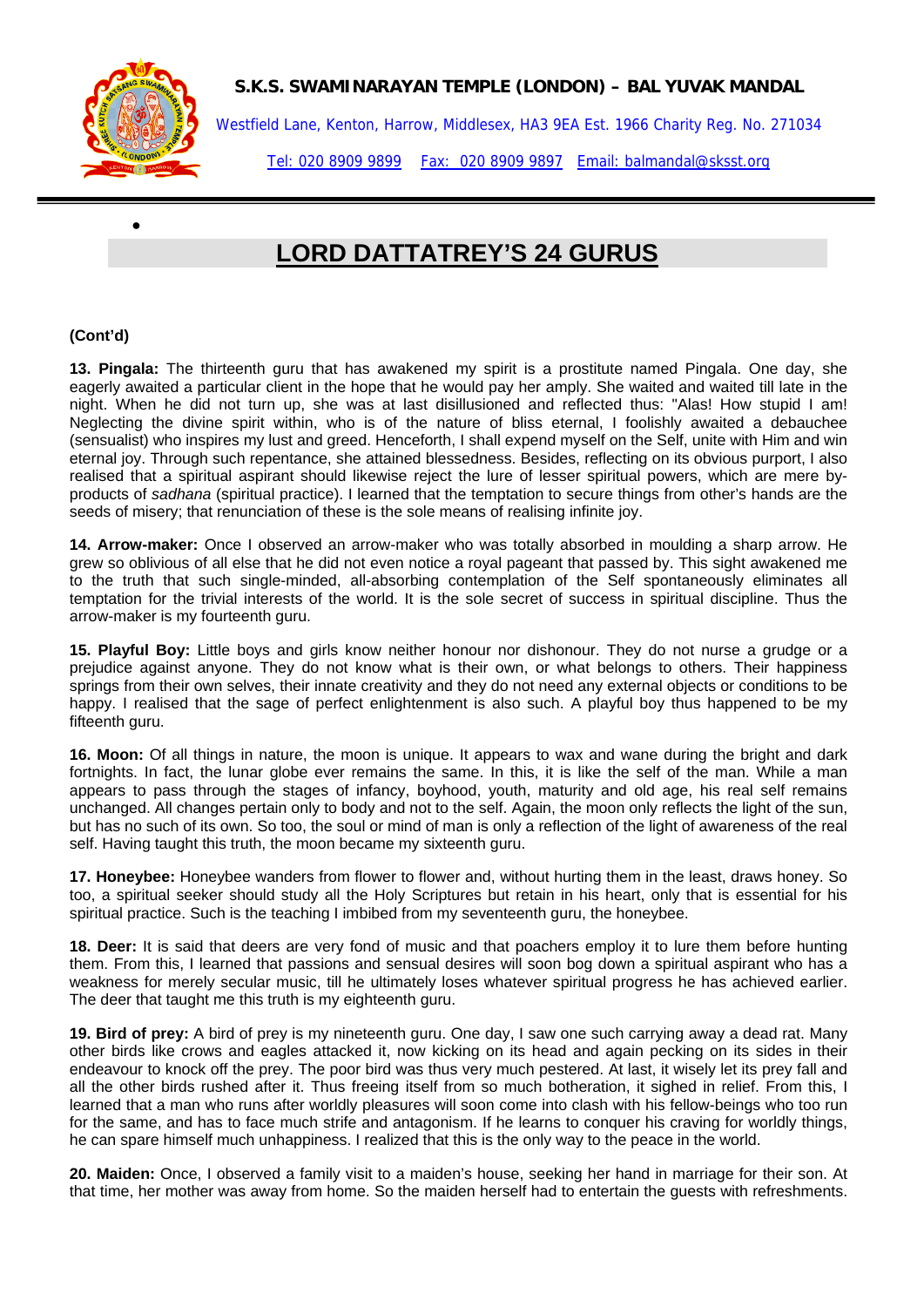**S.K.S. SWAMINARAYAN TEMPLE (LONDON) – BAL YUVAK MANDAL**

Westfield Lane, Kenton, Harrow, Middlesex, HA3 9EA Est. 1966 Charity Reg. No. 271034

Tel: 020 8909 9899 Fax: 020 8909 9897 Email: balmandal@sksst.org

# LORD DATTATREY'S 24 GURUS

**(Cont'd)**

**13. Pingala:** The thirteenth guru that has awakened my spirit is a prostitute named Pingala. One day, she eagerly awaited a particular client in the hope that he would pay her amply. She waited and waited till late in the night. When he did not turn up, she was at last disillusioned and reflected thus: "Alas! How stupid I am! Neglecting the divine spirit within, who is of the nature of bliss eternal, I foolishly awaited a debauchee (sensualist) who inspires my lust and greed. Henceforth, I shall expend myself on the Self, unite with Him and win eternal joy. Through such repentance, she attained blessedness. Besides, reflecting on its obvious purport, I also realised that a spiritual aspirant should likewise reject the lure of lesser spiritual powers, which are mere by-products of *sadhana* (spiritual practice). I learned that the temptation to secure things from other's hands are the seeds of misery; that renunciation of these is the sole means of realising infinite joy.

**14. Arrow-maker:** Once I observed an arrow-maker who was totally absorbed in moulding a sharp arrow. He grew so oblivious of all else that he did not even notice a royal pageant that passed by. This sight awakened me to the truth that such single-minded, all-absorbing contemplation of the Self spontaneously eliminates all temptation for the trivial interests of the world. It is the sole secret of success in spiritual discipline. Thus the arrow-maker is my fourteenth guru.

**15. Playful Boy:** Little boys and girls know neither honour nor dishonour. They do not nurse a grudge or a prejudice against anyone. They do not know what is their own, or what belongs to others. Their happiness springs from their own selves, their innate creativity and they do not need any external objects or conditions to be happy. I realised that the sage of perfect enlightenment is also such. A playful boy thus happened to be my fifteenth guru.

**16. Moon:** Of all things in nature, the moon is unique. It appears to wax and wane during the bright and dark fortnights. In fact, the lunar globe ever remains the same. In this, it is like the self of the man. While a man appears to pass through the stages of infancy, boyhood, youth, maturity and old age, his real self remains unchanged. All changes pertain only to body and not to the self. Again, the moon only reflects the light of the sun, but has no such of its own. So too, the soul or mind of man is only a reflection of the light of awareness of the real self. Having taught this truth, the moon became my sixteenth guru.

**17. Honeybee:** Honeybee wanders from flower to flower and, without hurting them in the least, draws honey. So too, a spiritual seeker should study all the Holy Scriptures but retain in his heart, only that is essential for his spiritual practice. Such is the teaching I imbibed from my seventeenth guru, the honeybee.

**18. Deer:** It is said that deers are very fond of music and that poachers employ it to lure them before hunting them. From this, I learned that passions and sensual desires will soon bog down a spiritual aspirant who has a weakness for merely secular music, till he ultimately loses whatever spiritual progress he has achieved earlier. The deer that taught me this truth is my eighteenth guru.

**19. Bird of prey:** A bird of prey is my nineteenth guru. One day, I saw one such carrying away a dead rat. Many other birds like crows and eagles attacked it, now kicking on its head and again pecking on its sides in their endeavour to knock off the prey. The poor bird was thus very much pestered. At last, it wisely let its prey fall and all the other birds rushed after it. Thus freeing itself from so much botheration, it sighed in relief. From this, I learned that a man who runs after worldly pleasures will soon come into clash with his fellow-beings who too run for the same, and has to face much strife and antagonism. If he learns to conquer his craving for worldly things, he can spare himself much unhappiness. I realized that this is the only way to the peace in the world.

**20. Maiden:** Once, I observed a family visit to a maiden's house, seeking her hand in marriage for their son. At that time, her mother was away from home. So the maiden herself had to entertain the guests with refreshments.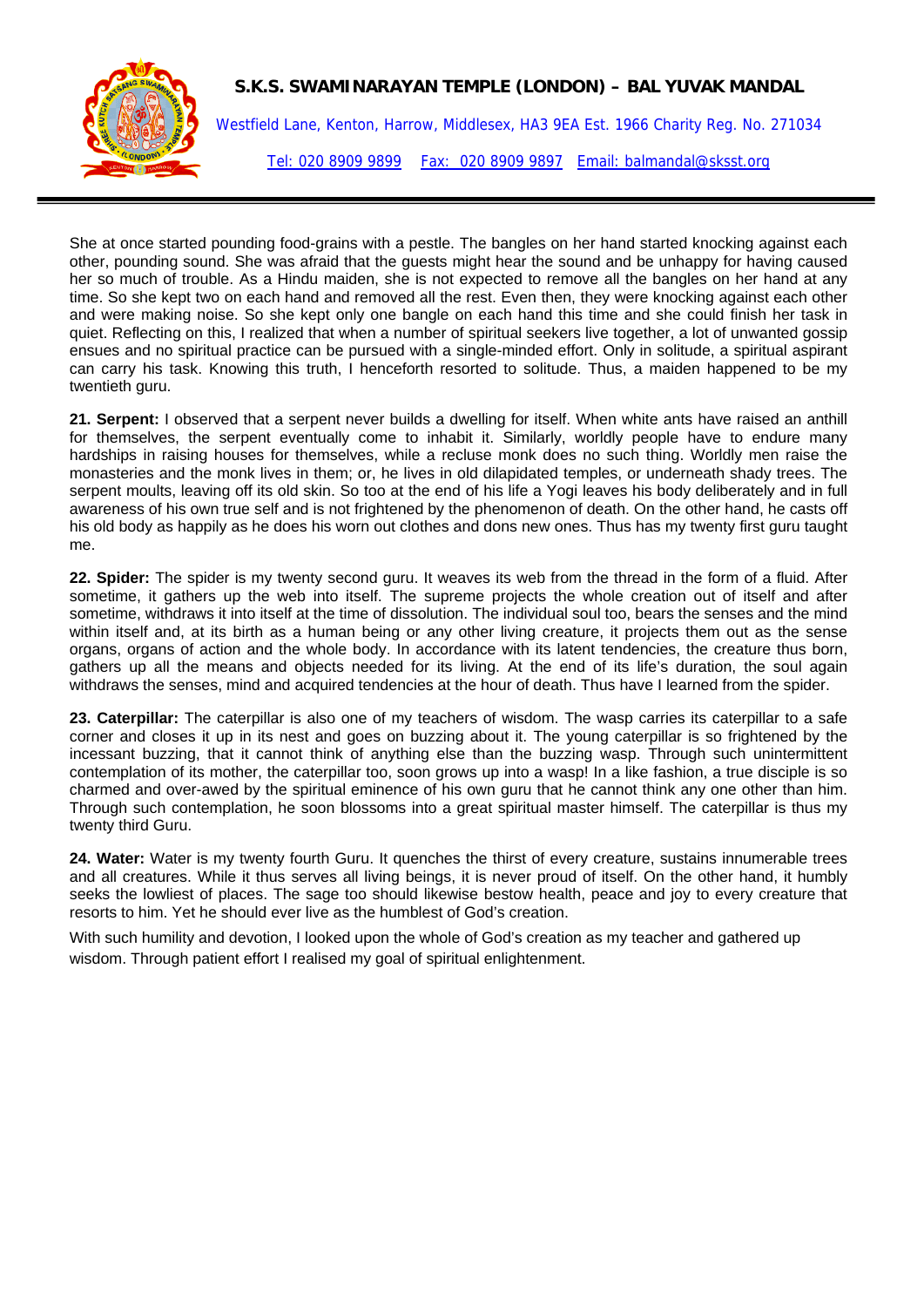She at once started pounding food-grains with a pestle. The bangles on her hand started knocking against each other, pounding sound. She was afraid that the guests might hear the sound and be unhappy for having caused her so much of trouble. As a Hindu maiden, she is not expected to remove all the bangles on her hand at any time. So she kept two on each hand and removed all the rest. Even then, they were knocking against each other and were making noise. So she kept only one bangle on each hand this time and she could finish her task in quiet. Reflecting on this, I realized that when a number of spiritual seekers live together, a lot of unwanted gossip ensues and no spiritual practice can be pursued with a single-minded effort. Only in solitude, a spiritual aspirant can carry his task. Knowing this truth, I henceforth resorted to solitude. Thus, a maiden happened to be my twentieth guru.

**21. Serpent:** I observed that a serpent never builds a dwelling for itself. When white ants have raised an anthill for themselves, the serpent eventually come to inhabit it. Similarly, worldly people have to endure many hardships in raising houses for themselves, while a recluse monk does no such thing. Worldly men raise the monasteries and the monk lives in them; or, he lives in old dilapidated temples, or underneath shady trees. The serpent moults, leaving off its old skin. So too at the end of his life a Yogi leaves his body deliberately and in full awareness of his own true self and is not frightened by the phenomenon of death. On the other hand, he casts off his old body as happily as he does his worn out clothes and dons new ones. Thus has my twenty first guru taught me.

**22. Spider:** The spider is my twenty second guru. It weaves its web from the thread in the form of a fluid. After sometime, it gathers up the web into itself. The supreme projects the whole creation out of itself and after sometime, withdraws it into itself at the time of dissolution. The individual soul too, bears the senses and the mind within itself and, at its birth as a human being or any other living creature, it projects them out as the sense organs, organs of action and the whole body. In accordance with its latent tendencies, the creature thus born, gathers up all the means and objects needed for its living. At the end of its life's duration, the soul again withdraws the senses, mind and acquired tendencies at the hour of death. Thus have I learned from the spider.

**23. Caterpillar:** The caterpillar is also one of my teachers of wisdom. The wasp carries its caterpillar to a safe corner and closes it up in its nest and goes on buzzing about it. The young caterpillar is so frightened by the incessant buzzing, that it cannot think of anything else than the buzzing wasp. Through such unintermittent contemplation of its mother, the caterpillar too, soon grows up into a wasp! In a like fashion, a true disciple is so charmed and over-awed by the spiritual eminence of his own guru that he cannot think any one other than him. Through such contemplation, he soon blossoms into a great spiritual master himself. The caterpillar is thus my twenty third Guru.

**24. Water:** Water is my twenty fourth Guru. It quenches the thirst of every creature, sustains innumerable trees and all creatures. While it thus serves all living beings, it is never proud of itself. On the other hand, it humbly seeks the lowliest of places. The sage too should likewise bestow health, peace and joy to every creature that resorts to him. Yet he should ever live as the humblest of God's creation.

With such humility and devotion, I looked upon the whole of God's creation as my teacher and gathered up wisdom. Through patient effort I realised my goal of spiritual enlightenment.